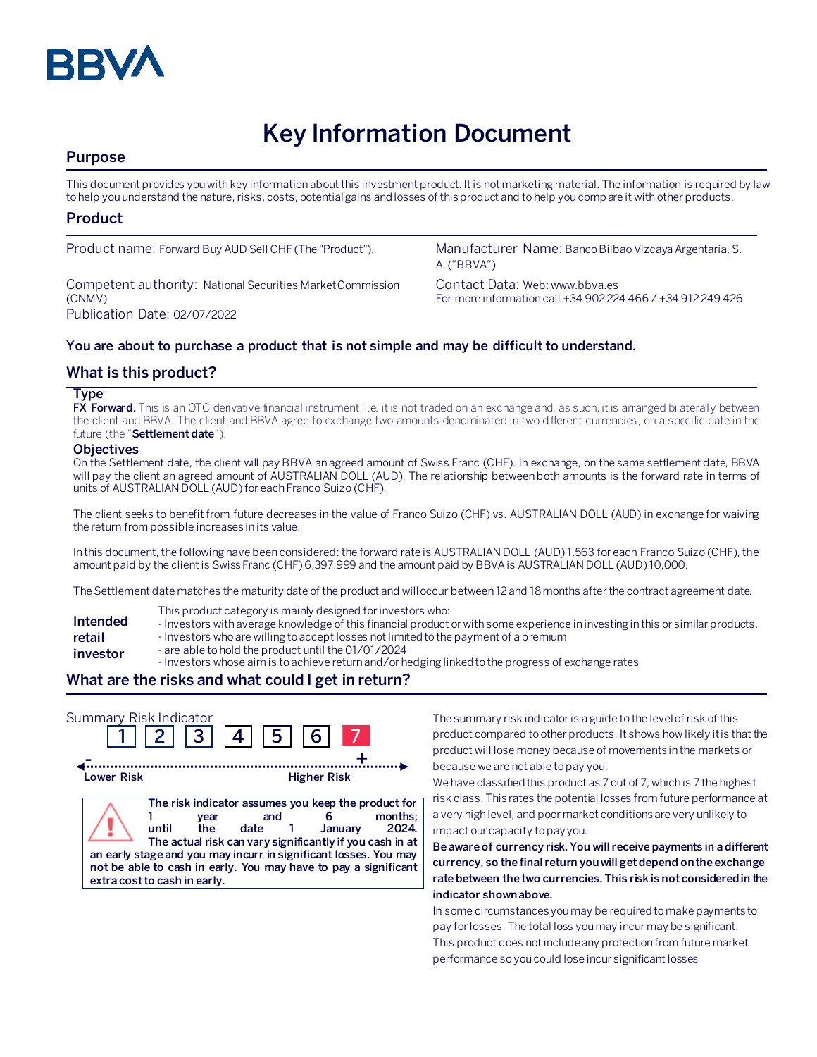BBVA

# Key Information Document

## Purpose

This document provides you with key information about this investment product. It is not marketing material. The information is required by law to help you understand the nature, risks, costs, potential gains and losses of this product and to help you compare it with other products.

## Product

Product name: Forward Buy AUD Sell CHF (The "Product").

Competent authority: National Securities Market Commission (CNMV)

Publication Date: 02/07/2022

Manufacturer Name: Banco Bilbao Vizcaya Argentaria, S. A. ("BBVA")

Contact Data: Web: www.bbva.es
For more information call +34 902 224 466 / +34 912 249 426

**You are about to purchase a product that is not simple and may be difficult to understand.**

## What is this product?

### Type

**FX Forward.** This is an OTC derivative financial instrument, i.e. it is not traded on an exchange and, as such, it is arranged bilaterally between the client and BBVA. The client and BBVA agree to exchange two amounts denominated in two different currencies, on a specific date in the future (the "**Settlement date**").

### Objectives

On the Settlement date, the client will pay BBVA an agreed amount of Swiss Franc (CHF). In exchange, on the same settlement date, BBVA will pay the client an agreed amount of AUSTRALIAN DOLL (AUD). The relationship between both amounts is the forward rate in terms of units of AUSTRALIAN DOLL (AUD) for each Franco Suizo (CHF).

The client seeks to benefit from future decreases in the value of Franco Suizo (CHF) vs. AUSTRALIAN DOLL (AUD) in exchange for waiving the return from possible increases in its value.

In this document, the following have been considered: the forward rate is AUSTRALIAN DOLL (AUD) 1.563 for each Franco Suizo (CHF), the amount paid by the client is Swiss Franc (CHF) 6,397.999 and the amount paid by BBVA is AUSTRALIAN DOLL (AUD) 10,000.

The Settlement date matches the maturity date of the product and will occur between 12 and 18 months after the contract agreement date.

**Intended retail investor**

This product category is mainly designed for investors who:
- Investors with average knowledge of this financial product or with some experience in investing in this or similar products.
- Investors who are willing to accept losses not limited to the payment of a premium
- are able to hold the product until the 01/01/2024
- Investors whose aim is to achieve return and/or hedging linked to the progress of exchange rates

## What are the risks and what could I get in return?

Summary Risk Indicator

| 1 | 2 | 3 | 4 | 5 | 6 | **7** |
|---|---|---|---|---|---|---|

Lower Risk — Higher Risk

**The risk indicator assumes you keep the product for 1 year and 6 months; until the date 1 January 2024. The actual risk can vary significantly if you cash in at an early stage and you may incurr in significant losses. You may not be able to cash in early. You may have to pay a significant extra cost to cash in early.**

The summary risk indicator is a guide to the level of risk of this product compared to other products. It shows how likely it is that the product will lose money because of movements in the markets or because we are not able to pay you.

We have classified this product as 7 out of 7, which is 7 the highest risk class. This rates the potential losses from future performance at a very high level, and poor market conditions are very unlikely to impact our capacity to pay you.

**Be aware of currency risk. You will receive payments in a different currency, so the final return you will get depend on the exchange rate between the two currencies. This risk is not considered in the indicator shown above.**

In some circumstances you may be required to make payments to pay for losses. The total loss you may incur may be significant.

This product does not include any protection from future market performance so you could lose incur significant losses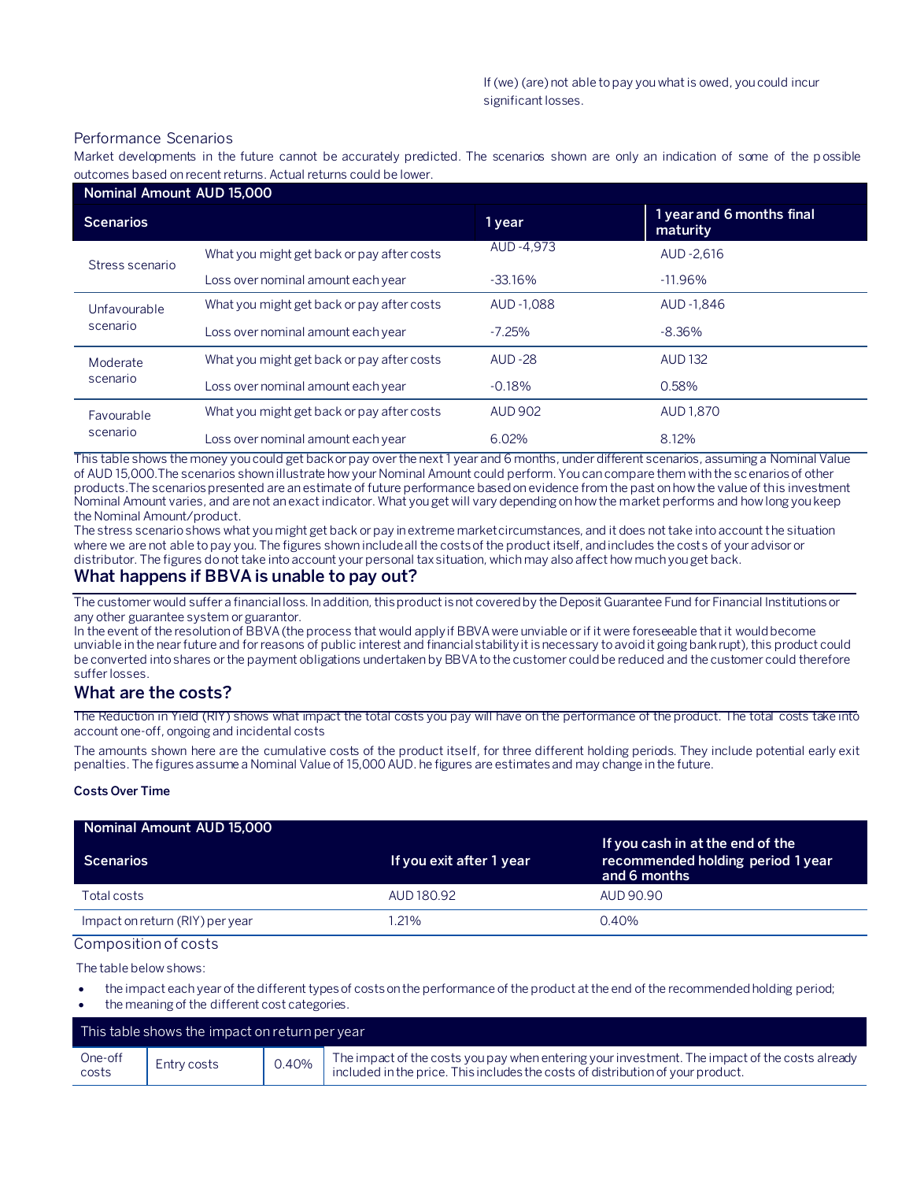If (we) (are) not able to pay you what is owed, you could incur significant losses.

### Performance Scenarios

Market developments in the future cannot be accurately predicted. The scenarios shown are only an indication of some of the possible outcomes based on recent returns. Actual returns could be lower.

| Nominal Amount AUD 15,000 | | | |
|---|---|---|---|
| **Scenarios** | | **1 year** | **1 year and 6 months final maturity** |
| Stress scenario | What you might get back or pay after costs | AUD -4,973 | AUD -2,616 |
| | Loss over nominal amount each year | -33.16% | -11.96% |
| Unfavourable scenario | What you might get back or pay after costs | AUD -1,088 | AUD -1,846 |
| | Loss over nominal amount each year | -7.25% | -8.36% |
| Moderate scenario | What you might get back or pay after costs | AUD -28 | AUD 132 |
| | Loss over nominal amount each year | -0.18% | 0.58% |
| Favourable scenario | What you might get back or pay after costs | AUD 902 | AUD 1,870 |
| | Loss over nominal amount each year | 6.02% | 8.12% |

This table shows the money you could get back or pay over the next 1 year and 6 months, under different scenarios, assuming a Nominal Value of AUD 15,000.The scenarios shown illustrate how your Nominal Amount could perform. You can compare them with the scenarios of other products.The scenarios presented are an estimate of future performance based on evidence from the past on how the value of this investment Nominal Amount varies, and are not an exact indicator. What you get will vary depending on how the market performs and how long you keep the Nominal Amount/product.
The stress scenario shows what you might get back or pay in extreme market circumstances, and it does not take into account the situation where we are not able to pay you. The figures shown include all the costs of the product itself, and includes the costs of your advisor or distributor. The figures do not take into account your personal tax situation, which may also affect how much you get back.

## What happens if BBVA is unable to pay out?

The customer would suffer a financial loss. In addition, this product is not covered by the Deposit Guarantee Fund for Financial Institutions or any other guarantee system or guarantor.
In the event of the resolution of BBVA (the process that would apply if BBVA were unviable or if it were foreseeable that it would become unviable in the near future and for reasons of public interest and financial stability it is necessary to avoid it going bankrupt), this product could be converted into shares or the payment obligations undertaken by BBVA to the customer could be reduced and the customer could therefore suffer losses.

## What are the costs?

The Reduction in Yield (RIY) shows what impact the total costs you pay will have on the performance of the product. The total costs take into account one-off, ongoing and incidental costs

The amounts shown here are the cumulative costs of the product itself, for three different holding periods. They include potential early exit penalties. The figures assume a Nominal Value of 15,000 AUD. he figures are estimates and may change in the future.

**Costs Over Time**

| Nominal Amount AUD 15,000 | | |
|---|---|---|
| **Scenarios** | **If you exit after 1 year** | **If you cash in at the end of the recommended holding period 1 year and 6 months** |
| Total costs | AUD 180.92 | AUD 90.90 |
| Impact on return (RIY) per year | 1.21% | 0.40% |

### Composition of costs

The table below shows:

- the impact each year of the different types of costs on the performance of the product at the end of the recommended holding period;
- the meaning of the different cost categories.

| This table shows the impact on return per year | | | |
|---|---|---|---|
| One-off costs | Entry costs | 0.40% | The impact of the costs you pay when entering your investment. The impact of the costs already included in the price. This includes the costs of distribution of your product. |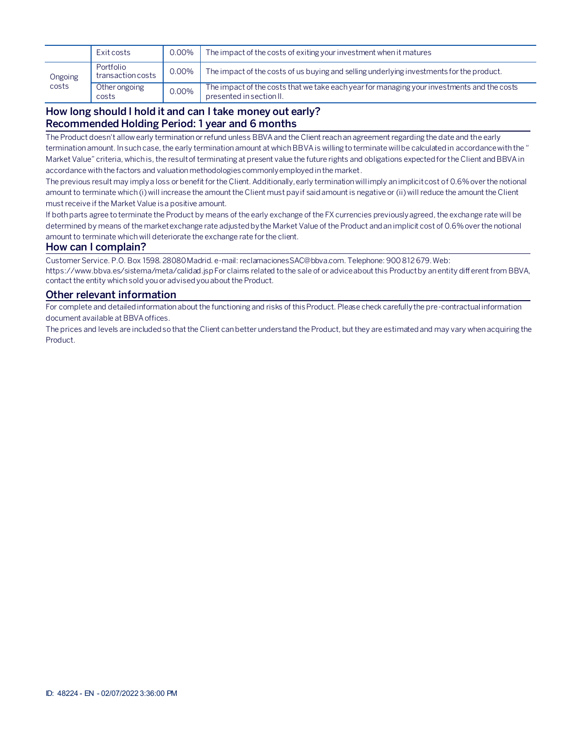| | | | |
|---|---|---|---|
| | Exit costs | 0.00% | The impact of the costs of exiting your investment when it matures |
| Ongoing costs | Portfolio transaction costs | 0.00% | The impact of the costs of us buying and selling underlying investments for the product. |
| | Other ongoing costs | 0.00% | The impact of the costs that we take each year for managing your investments and the costs presented in section II. |

## How long should I hold it and can I take money out early?
## Recommended Holding Period: 1 year and 6 months

The Product doesn't allow early termination or refund unless BBVA and the Client reach an agreement regarding the date and the early termination amount. In such case, the early termination amount at which BBVA is willing to terminate will be calculated in accordance with the " Market Value" criteria, which is, the result of terminating at present value the future rights and obligations expected for the Client and BBVA in accordance with the factors and valuation methodologies commonly employed in the market.

The previous result may imply a loss or benefit for the Client. Additionally, early termination will imply an implicit cost of 0.6% over the notional amount to terminate which (i) will increase the amount the Client must pay if said amount is negative or (ii) will reduce the amount the Client must receive if the Market Value is a positive amount.

If both parts agree to terminate the Product by means of the early exchange of the FX currencies previously agreed, the exchange rate will be determined by means of the market exchange rate adjusted by the Market Value of the Product and an implicit cost of 0.6% over the notional amount to terminate which will deteriorate the exchange rate for the client.

## How can I complain?

Customer Service. P.O. Box 1598. 28080 Madrid. e-mail: reclamacionesSAC@bbva.com. Telephone: 900 812 679. Web: https://www.bbva.es/sistema/meta/calidad.jsp For claims related to the sale of or advice about this Product by an entity different from BBVA, contact the entity which sold you or advised you about the Product.

## Other relevant information

For complete and detailed information about the functioning and risks of this Product. Please check carefully the pre-contractual information document available at BBVA offices.

The prices and levels are included so that the Client can better understand the Product, but they are estimated and may vary when acquiring the Product.

ID: 48224 - EN - 02/07/2022 3:36:00 PM